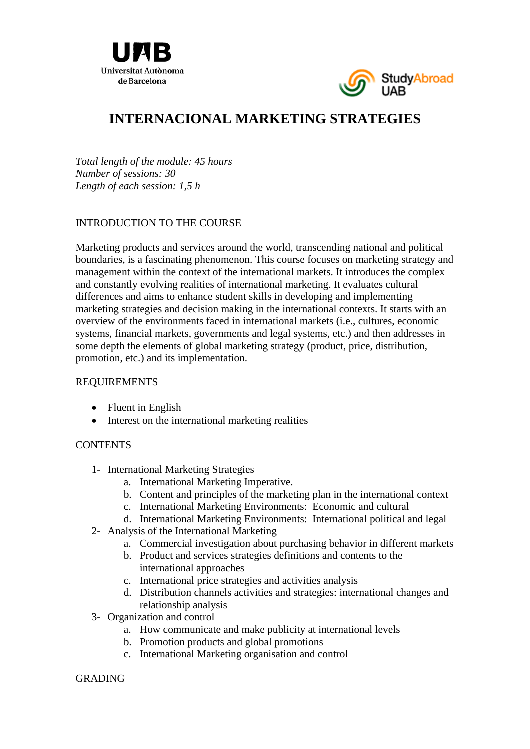Universitat Autònoma de Barcelona

StudyAbroad UAB

# INTERNACIONAL MARKETING STRATEGIES

*Total length of the module: 45 hours*
*Number of sessions: 30*
*Length of each session: 1,5 h*

## INTRODUCTION TO THE COURSE

Marketing products and services around the world, transcending national and political boundaries, is a fascinating phenomenon. This course focuses on marketing strategy and management within the context of the international markets. It introduces the complex and constantly evolving realities of international marketing. It evaluates cultural differences and aims to enhance student skills in developing and implementing marketing strategies and decision making in the international contexts. It starts with an overview of the environments faced in international markets (i.e., cultures, economic systems, financial markets, governments and legal systems, etc.) and then addresses in some depth the elements of global marketing strategy (product, price, distribution, promotion, etc.) and its implementation.

## REQUIREMENTS

- Fluent in English
- Interest on the international marketing realities

## CONTENTS

1- International Marketing Strategies
   a. International Marketing Imperative.
   b. Content and principles of the marketing plan in the international context
   c. International Marketing Environments: Economic and cultural
   d. International Marketing Environments: International political and legal
2- Analysis of the International Marketing
   a. Commercial investigation about purchasing behavior in different markets
   b. Product and services strategies definitions and contents to the international approaches
   c. International price strategies and activities analysis
   d. Distribution channels activities and strategies: international changes and relationship analysis
3- Organization and control
   a. How communicate and make publicity at international levels
   b. Promotion products and global promotions
   c. International Marketing organisation and control

## GRADING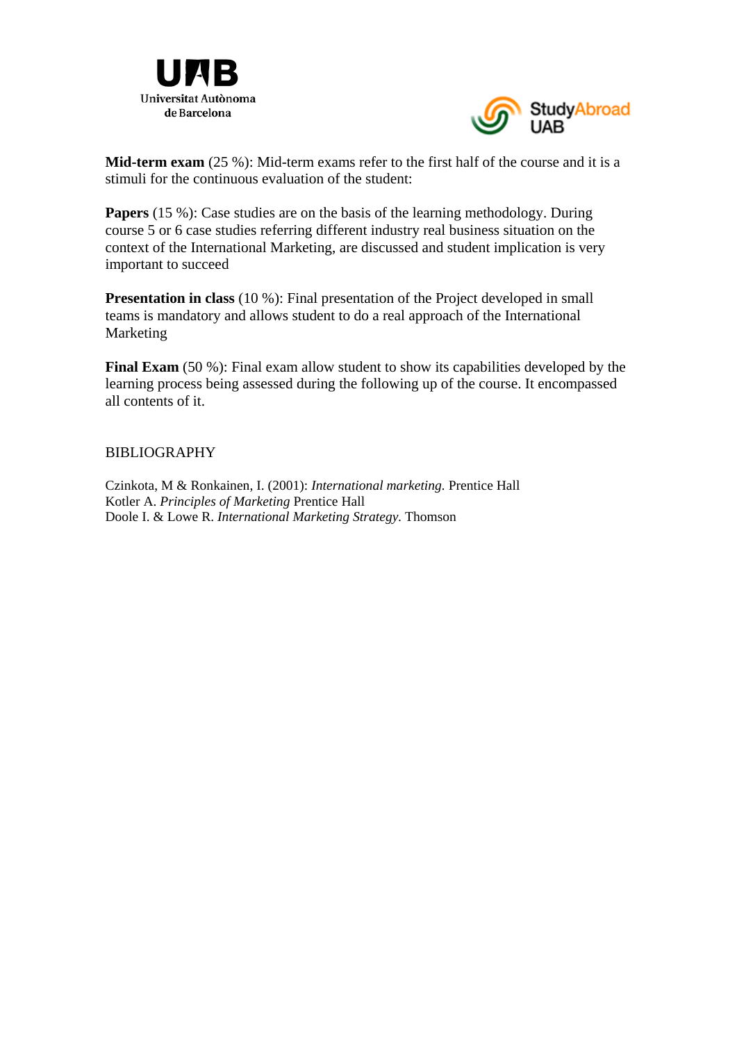**Mid-term exam** (25 %): Mid-term exams refer to the first half of the course and it is a stimuli for the continuous evaluation of the student:

**Papers** (15 %): Case studies are on the basis of the learning methodology. During course 5 or 6 case studies referring different industry real business situation on the context of the International Marketing, are discussed and student implication is very important to succeed

**Presentation in class** (10 %): Final presentation of the Project developed in small teams is mandatory and allows student to do a real approach of the International Marketing

**Final Exam** (50 %): Final exam allow student to show its capabilities developed by the learning process being assessed during the following up of the course. It encompassed all contents of it.

BIBLIOGRAPHY

Czinkota, M & Ronkainen, I. (2001): *International marketing.* Prentice Hall
Kotler A. *Principles of Marketing* Prentice Hall
Doole I. & Lowe R. *International Marketing Strategy.* Thomson